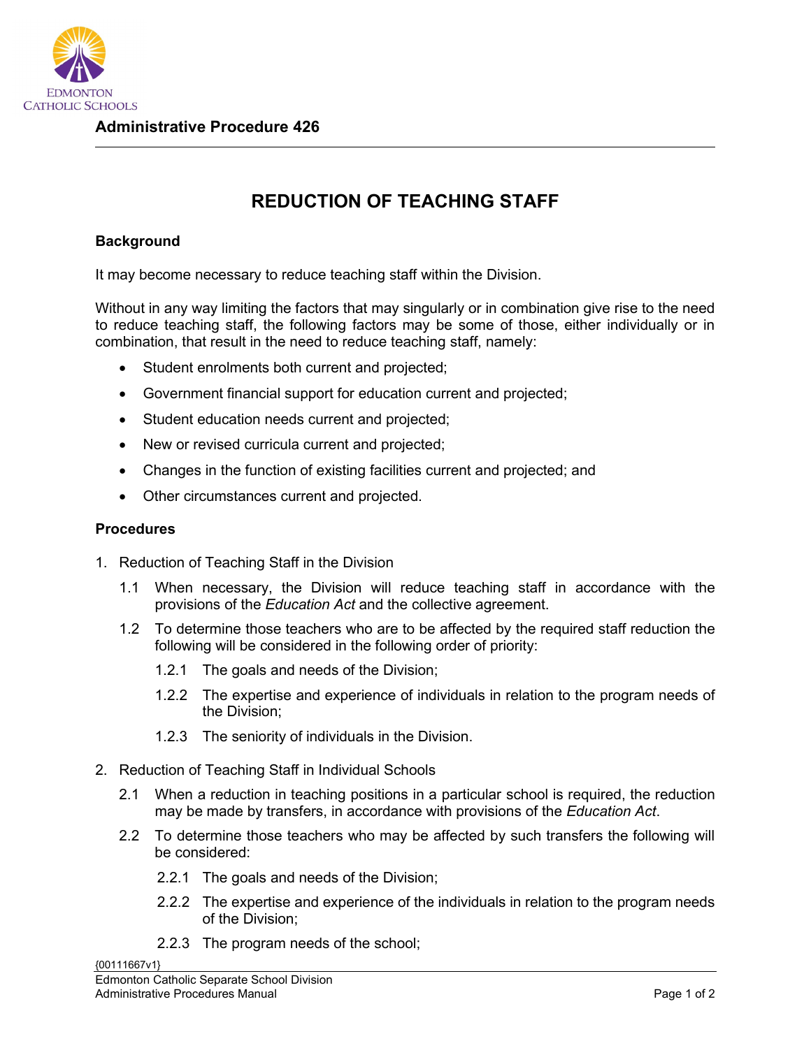**Administrative Procedure 426**

# REDUCTION OF TEACHING STAFF

## Background

It may become necessary to reduce teaching staff within the Division.

Without in any way limiting the factors that may singularly or in combination give rise to the need to reduce teaching staff, the following factors may be some of those, either individually or in combination, that result in the need to reduce teaching staff, namely:

- Student enrolments both current and projected;
- Government financial support for education current and projected;
- Student education needs current and projected;
- New or revised curricula current and projected;
- Changes in the function of existing facilities current and projected; and
- Other circumstances current and projected.

## Procedures

1. Reduction of Teaching Staff in the Division

   1.1 When necessary, the Division will reduce teaching staff in accordance with the provisions of the *Education Act* and the collective agreement.

   1.2 To determine those teachers who are to be affected by the required staff reduction the following will be considered in the following order of priority:

      1.2.1 The goals and needs of the Division;

      1.2.2 The expertise and experience of individuals in relation to the program needs of the Division;

      1.2.3 The seniority of individuals in the Division.

2. Reduction of Teaching Staff in Individual Schools

   2.1 When a reduction in teaching positions in a particular school is required, the reduction may be made by transfers, in accordance with provisions of the *Education Act*.

   2.2 To determine those teachers who may be affected by such transfers the following will be considered:

      2.2.1 The goals and needs of the Division;

      2.2.2 The expertise and experience of the individuals in relation to the program needs of the Division;

      2.2.3 The program needs of the school;

{00111667v1}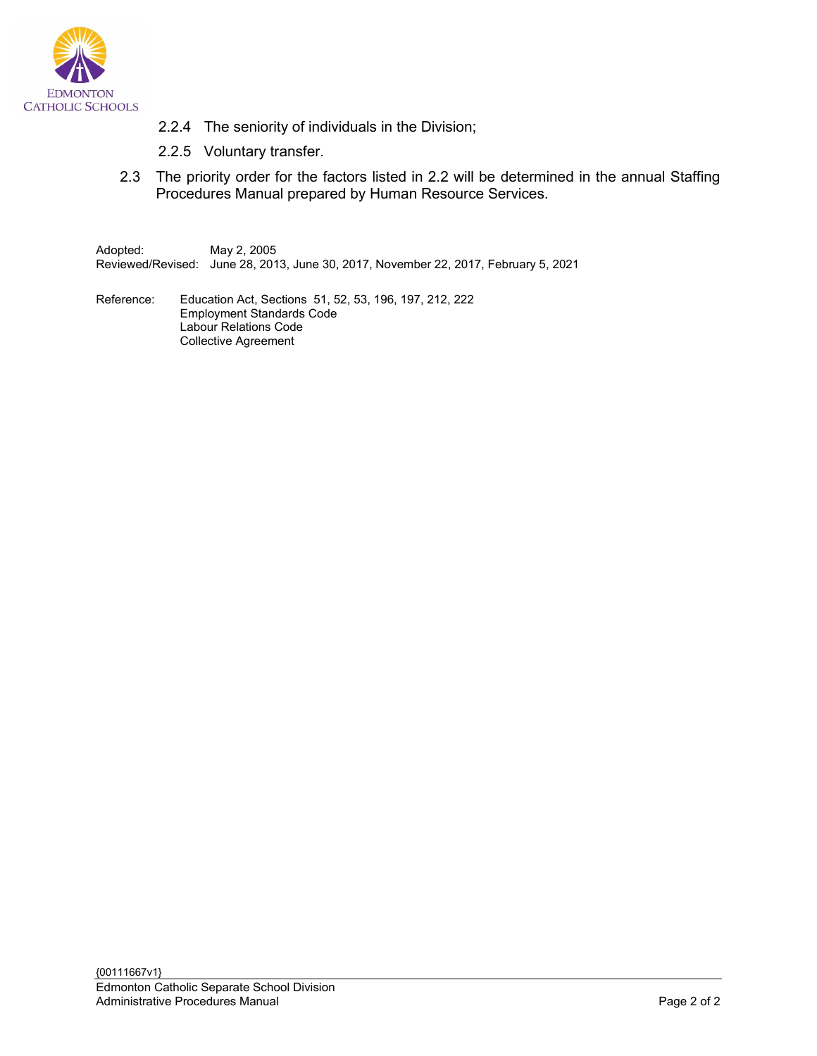2.2.4 The seniority of individuals in the Division;

2.2.5 Voluntary transfer.

2.3 The priority order for the factors listed in 2.2 will be determined in the annual Staffing Procedures Manual prepared by Human Resource Services.

Adopted: May 2, 2005
Reviewed/Revised: June 28, 2013, June 30, 2017, November 22, 2017, February 5, 2021

Reference: Education Act, Sections 51, 52, 53, 196, 197, 212, 222
Employment Standards Code
Labour Relations Code
Collective Agreement

{00111667v1}